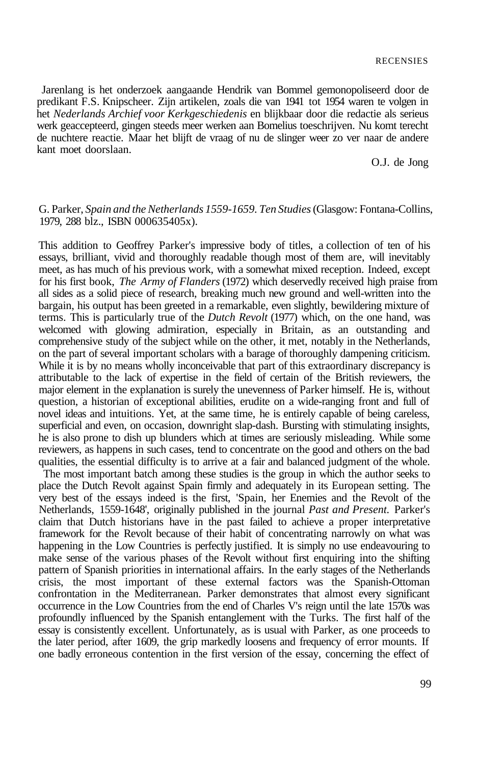Jarenlang is het onderzoek aangaande Hendrik van Bommel gemonopoliseerd door de predikant F.S. Knipscheer. Zijn artikelen, zoals die van 1941 tot 1954 waren te volgen in het *Nederlands Archief voor Kerkgeschiedenis* en blijkbaar door die redactie als serieus werk geaccepteerd, gingen steeds meer werken aan Bomelius toeschrijven. Nu komt terecht de nuchtere reactie. Maar het blijft de vraag of nu de slinger weer zo ver naar de andere kant moet doorslaan.

O.J. de Jong

G. Parker, *Spain and the Netherlands 1559-1659. Ten Studies* (Glasgow: Fontana-Collins, 1979, 288 blz., ISBN 000635405x).

This addition to Geoffrey Parker's impressive body of titles, a collection of ten of his essays, brilliant, vivid and thoroughly readable though most of them are, will inevitably meet, as has much of his previous work, with a somewhat mixed reception. Indeed, except for his first book, *The Army of Flanders* (1972) which deservedly received high praise from all sides as a solid piece of research, breaking much new ground and well-written into the bargain, his output has been greeted in a remarkable, even slightly, bewildering mixture of terms. This is particularly true of the *Dutch Revolt* (1977) which, on the one hand, was welcomed with glowing admiration, especially in Britain, as an outstanding and comprehensive study of the subject while on the other, it met, notably in the Netherlands, on the part of several important scholars with a barage of thoroughly dampening criticism. While it is by no means wholly inconceivable that part of this extraordinary discrepancy is attributable to the lack of expertise in the field of certain of the British reviewers, the major element in the explanation is surely the unevenness of Parker himself. He is, without question, a historian of exceptional abilities, erudite on a wide-ranging front and full of novel ideas and intuitions. Yet, at the same time, he is entirely capable of being careless, superficial and even, on occasion, downright slap-dash. Bursting with stimulating insights, he is also prone to dish up blunders which at times are seriously misleading. While some reviewers, as happens in such cases, tend to concentrate on the good and others on the bad qualities, the essential difficulty is to arrive at a fair and balanced judgment of the whole.

The most important batch among these studies is the group in which the author seeks to place the Dutch Revolt against Spain firmly and adequately in its European setting. The very best of the essays indeed is the first, 'Spain, her Enemies and the Revolt of the Netherlands, 1559-1648', originally published in the journal *Past and Present.* Parker's claim that Dutch historians have in the past failed to achieve a proper interpretative framework for the Revolt because of their habit of concentrating narrowly on what was happening in the Low Countries is perfectly justified. It is simply no use endeavouring to make sense of the various phases of the Revolt without first enquiring into the shifting pattern of Spanish priorities in international affairs. In the early stages of the Netherlands crisis, the most important of these external factors was the Spanish-Ottoman confrontation in the Mediterranean. Parker demonstrates that almost every significant occurrence in the Low Countries from the end of Charles V's reign until the late 1570s was profoundly influenced by the Spanish entanglement with the Turks. The first half of the essay is consistently excellent. Unfortunately, as is usual with Parker, as one proceeds to the later period, after 1609, the grip markedly loosens and frequency of error mounts. If one badly erroneous contention in the first version of the essay, concerning the effect of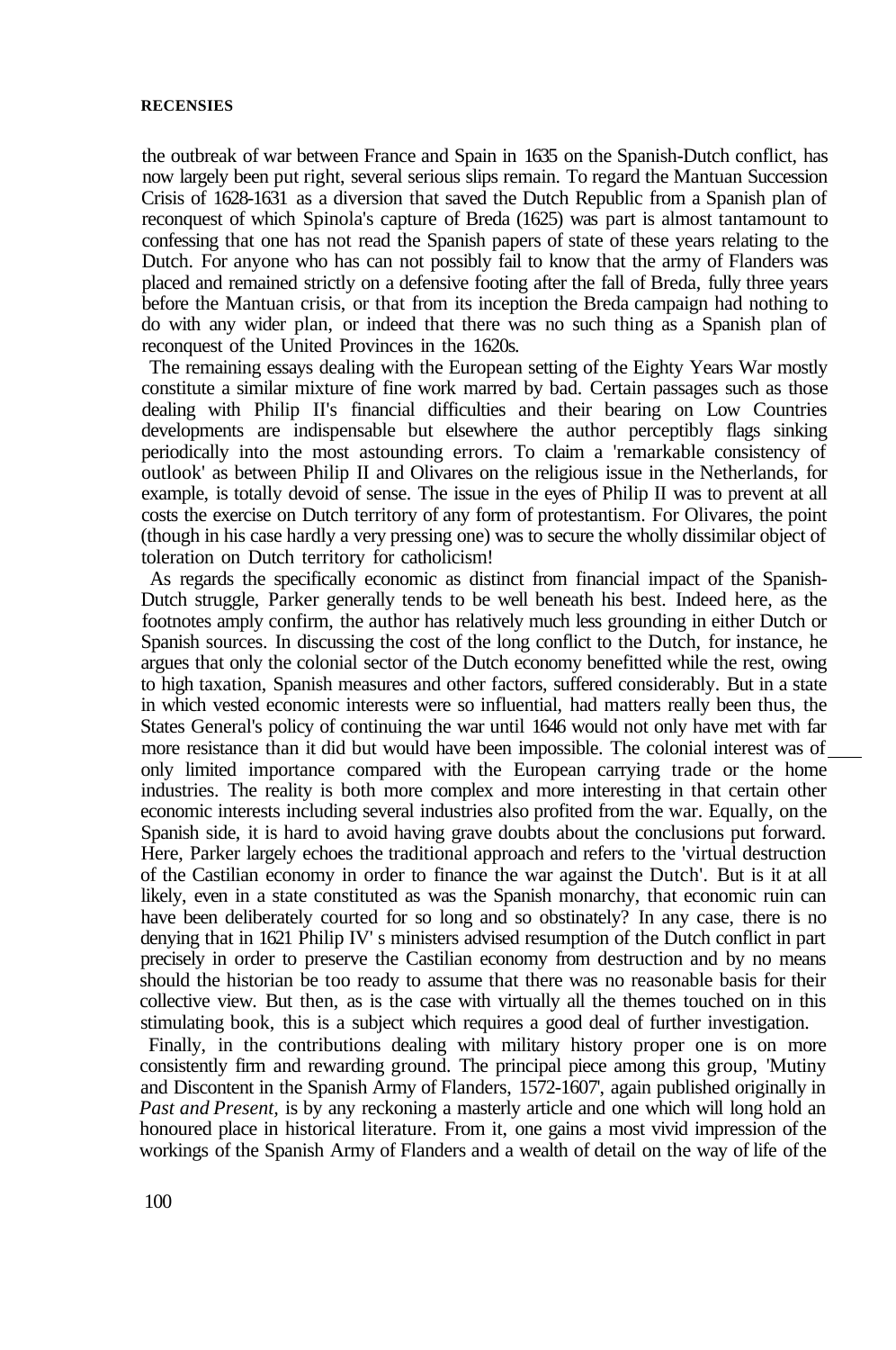the outbreak of war between France and Spain in 1635 on the Spanish-Dutch conflict, has now largely been put right, several serious slips remain. To regard the Mantuan Succession Crisis of 1628-1631 as a diversion that saved the Dutch Republic from a Spanish plan of reconquest of which Spinola's capture of Breda (1625) was part is almost tantamount to confessing that one has not read the Spanish papers of state of these years relating to the Dutch. For anyone who has can not possibly fail to know that the army of Flanders was placed and remained strictly on a defensive footing after the fall of Breda, fully three years before the Mantuan crisis, or that from its inception the Breda campaign had nothing to do with any wider plan, or indeed that there was no such thing as a Spanish plan of reconquest of the United Provinces in the 1620s.

The remaining essays dealing with the European setting of the Eighty Years War mostly constitute a similar mixture of fine work marred by bad. Certain passages such as those dealing with Philip II's financial difficulties and their bearing on Low Countries developments are indispensable but elsewhere the author perceptibly flags sinking periodically into the most astounding errors. To claim a 'remarkable consistency of outlook' as between Philip II and Olivares on the religious issue in the Netherlands, for example, is totally devoid of sense. The issue in the eyes of Philip II was to prevent at all costs the exercise on Dutch territory of any form of protestantism. For Olivares, the point (though in his case hardly a very pressing one) was to secure the wholly dissimilar object of toleration on Dutch territory for catholicism!

As regards the specifically economic as distinct from financial impact of the Spanish-Dutch struggle, Parker generally tends to be well beneath his best. Indeed here, as the footnotes amply confirm, the author has relatively much less grounding in either Dutch or Spanish sources. In discussing the cost of the long conflict to the Dutch, for instance, he argues that only the colonial sector of the Dutch economy benefitted while the rest, owing to high taxation, Spanish measures and other factors, suffered considerably. But in a state in which vested economic interests were so influential, had matters really been thus, the States General's policy of continuing the war until 1646 would not only have met with far more resistance than it did but would have been impossible. The colonial interest was of only limited importance compared with the European carrying trade or the home industries. The reality is both more complex and more interesting in that certain other economic interests including several industries also profited from the war. Equally, on the Spanish side, it is hard to avoid having grave doubts about the conclusions put forward. Here, Parker largely echoes the traditional approach and refers to the 'virtual destruction of the Castilian economy in order to finance the war against the Dutch'. But is it at all likely, even in a state constituted as was the Spanish monarchy, that economic ruin can have been deliberately courted for so long and so obstinately? In any case, there is no denying that in 1621 Philip IV' s ministers advised resumption of the Dutch conflict in part precisely in order to preserve the Castilian economy from destruction and by no means should the historian be too ready to assume that there was no reasonable basis for their collective view. But then, as is the case with virtually all the themes touched on in this stimulating book, this is a subject which requires a good deal of further investigation.

Finally, in the contributions dealing with military history proper one is on more consistently firm and rewarding ground. The principal piece among this group, 'Mutiny and Discontent in the Spanish Army of Flanders, 1572-1607', again published originally in *Past and Present,* is by any reckoning a masterly article and one which will long hold an honoured place in historical literature. From it, one gains a most vivid impression of the workings of the Spanish Army of Flanders and a wealth of detail on the way of life of the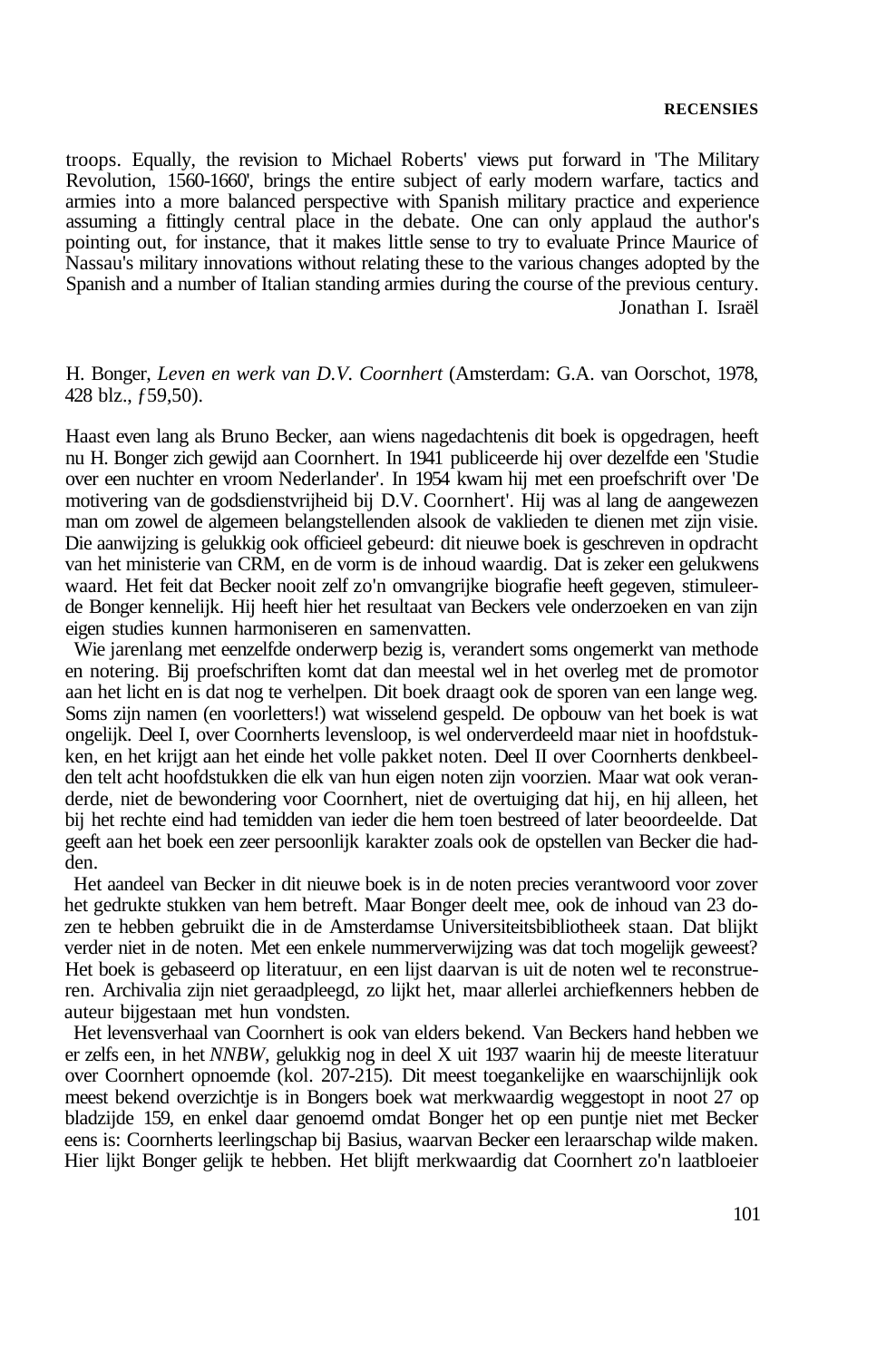troops. Equally, the revision to Michael Roberts' views put forward in 'The Military Revolution, 1560-1660', brings the entire subject of early modern warfare, tactics and armies into a more balanced perspective with Spanish military practice and experience assuming a fittingly central place in the debate. One can only applaud the author's pointing out, for instance, that it makes little sense to try to evaluate Prince Maurice of Nassau's military innovations without relating these to the various changes adopted by the Spanish and a number of Italian standing armies during the course of the previous century.

Jonathan I. Israël

H. Bonger, *Leven en werk van D.V. Coornhert* (Amsterdam: G.A. van Oorschot, 1978, 428 blz., ƒ59,50).

Haast even lang als Bruno Becker, aan wiens nagedachtenis dit boek is opgedragen, heeft nu H. Bonger zich gewijd aan Coornhert. In 1941 publiceerde hij over dezelfde een 'Studie over een nuchter en vroom Nederlander'. In 1954 kwam hij met een proefschrift over 'De motivering van de godsdienstvrijheid bij D.V. Coornhert'. Hij was al lang de aangewezen man om zowel de algemeen belangstellenden alsook de vaklieden te dienen met zijn visie. Die aanwijzing is gelukkig ook officieel gebeurd: dit nieuwe boek is geschreven in opdracht van het ministerie van CRM, en de vorm is de inhoud waardig. Dat is zeker een gelukwens waard. Het feit dat Becker nooit zelf zo'n omvangrijke biografie heeft gegeven, stimuleerde Bonger kennelijk. Hij heeft hier het resultaat van Beckers vele onderzoeken en van zijn eigen studies kunnen harmoniseren en samenvatten.

Wie jarenlang met eenzelfde onderwerp bezig is, verandert soms ongemerkt van methode en notering. Bij proefschriften komt dat dan meestal wel in het overleg met de promotor aan het licht en is dat nog te verhelpen. Dit boek draagt ook de sporen van een lange weg. Soms zijn namen (en voorletters!) wat wisselend gespeld. De opbouw van het boek is wat ongelijk. Deel I, over Coornherts levensloop, is wel onderverdeeld maar niet in hoofdstukken, en het krijgt aan het einde het volle pakket noten. Deel II over Coornherts denkbeelden telt acht hoofdstukken die elk van hun eigen noten zijn voorzien. Maar wat ook veranderde, niet de bewondering voor Coornhert, niet de overtuiging dat hij, en hij alleen, het bij het rechte eind had temidden van ieder die hem toen bestreed of later beoordeelde. Dat geeft aan het boek een zeer persoonlijk karakter zoals ook de opstellen van Becker die hadden.

Het aandeel van Becker in dit nieuwe boek is in de noten precies verantwoord voor zover het gedrukte stukken van hem betreft. Maar Bonger deelt mee, ook de inhoud van 23 dozen te hebben gebruikt die in de Amsterdamse Universiteitsbibliotheek staan. Dat blijkt verder niet in de noten. Met een enkele nummerverwijzing was dat toch mogelijk geweest? Het boek is gebaseerd op literatuur, en een lijst daarvan is uit de noten wel te reconstrueren. Archivalia zijn niet geraadpleegd, zo lijkt het, maar allerlei archiefkenners hebben de auteur bijgestaan met hun vondsten.

Het levensverhaal van Coornhert is ook van elders bekend. Van Beckers hand hebben we er zelfs een, in het *NNBW*, gelukkig nog in deel X uit 1937 waarin hij de meeste literatuur over Coornhert opnoemde (kol. 207-215). Dit meest toegankelijke en waarschijnlijk ook meest bekend overzichtje is in Bongers boek wat merkwaardig weggestopt in noot 27 op bladzijde 159, en enkel daar genoemd omdat Bonger het op een puntje niet met Becker eens is: Coornherts leerlingschap bij Basius, waarvan Becker een leraarschap wilde maken. Hier lijkt Bonger gelijk te hebben. Het blijft merkwaardig dat Coornhert zo'n laatbloeier